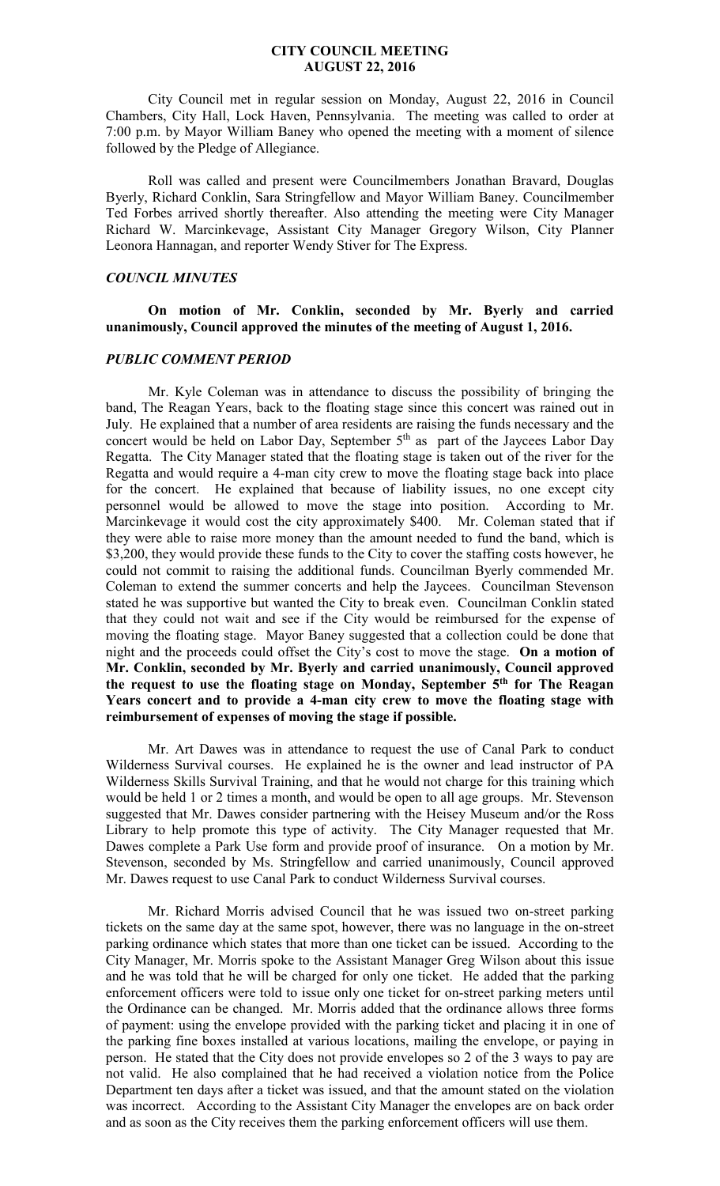# CITY COUNCIL MEETING
# AUGUST 22, 2016

City Council met in regular session on Monday, August 22, 2016 in Council Chambers, City Hall, Lock Haven, Pennsylvania. The meeting was called to order at 7:00 p.m. by Mayor William Baney who opened the meeting with a moment of silence followed by the Pledge of Allegiance.

Roll was called and present were Councilmembers Jonathan Bravard, Douglas Byerly, Richard Conklin, Sara Stringfellow and Mayor William Baney. Councilmember Ted Forbes arrived shortly thereafter. Also attending the meeting were City Manager Richard W. Marcinkevage, Assistant City Manager Gregory Wilson, City Planner Leonora Hannagan, and reporter Wendy Stiver for The Express.

### *COUNCIL MINUTES*

**On motion of Mr. Conklin, seconded by Mr. Byerly and carried unanimously, Council approved the minutes of the meeting of August 1, 2016.**

### *PUBLIC COMMENT PERIOD*

Mr. Kyle Coleman was in attendance to discuss the possibility of bringing the band, The Reagan Years, back to the floating stage since this concert was rained out in July. He explained that a number of area residents are raising the funds necessary and the concert would be held on Labor Day, September 5th as part of the Jaycees Labor Day Regatta. The City Manager stated that the floating stage is taken out of the river for the Regatta and would require a 4-man city crew to move the floating stage back into place for the concert. He explained that because of liability issues, no one except city personnel would be allowed to move the stage into position. According to Mr. Marcinkevage it would cost the city approximately $400. Mr. Coleman stated that if they were able to raise more money than the amount needed to fund the band, which is $3,200, they would provide these funds to the City to cover the staffing costs however, he could not commit to raising the additional funds. Councilman Byerly commended Mr. Coleman to extend the summer concerts and help the Jaycees. Councilman Stevenson stated he was supportive but wanted the City to break even. Councilman Conklin stated that they could not wait and see if the City would be reimbursed for the expense of moving the floating stage. Mayor Baney suggested that a collection could be done that night and the proceeds could offset the City's cost to move the stage. **On a motion of Mr. Conklin, seconded by Mr. Byerly and carried unanimously, Council approved the request to use the floating stage on Monday, September 5th for The Reagan Years concert and to provide a 4-man city crew to move the floating stage with reimbursement of expenses of moving the stage if possible.**

Mr. Art Dawes was in attendance to request the use of Canal Park to conduct Wilderness Survival courses. He explained he is the owner and lead instructor of PA Wilderness Skills Survival Training, and that he would not charge for this training which would be held 1 or 2 times a month, and would be open to all age groups. Mr. Stevenson suggested that Mr. Dawes consider partnering with the Heisey Museum and/or the Ross Library to help promote this type of activity. The City Manager requested that Mr. Dawes complete a Park Use form and provide proof of insurance. On a motion by Mr. Stevenson, seconded by Ms. Stringfellow and carried unanimously, Council approved Mr. Dawes request to use Canal Park to conduct Wilderness Survival courses.

Mr. Richard Morris advised Council that he was issued two on-street parking tickets on the same day at the same spot, however, there was no language in the on-street parking ordinance which states that more than one ticket can be issued. According to the City Manager, Mr. Morris spoke to the Assistant Manager Greg Wilson about this issue and he was told that he will be charged for only one ticket. He added that the parking enforcement officers were told to issue only one ticket for on-street parking meters until the Ordinance can be changed. Mr. Morris added that the ordinance allows three forms of payment: using the envelope provided with the parking ticket and placing it in one of the parking fine boxes installed at various locations, mailing the envelope, or paying in person. He stated that the City does not provide envelopes so 2 of the 3 ways to pay are not valid. He also complained that he had received a violation notice from the Police Department ten days after a ticket was issued, and that the amount stated on the violation was incorrect. According to the Assistant City Manager the envelopes are on back order and as soon as the City receives them the parking enforcement officers will use them.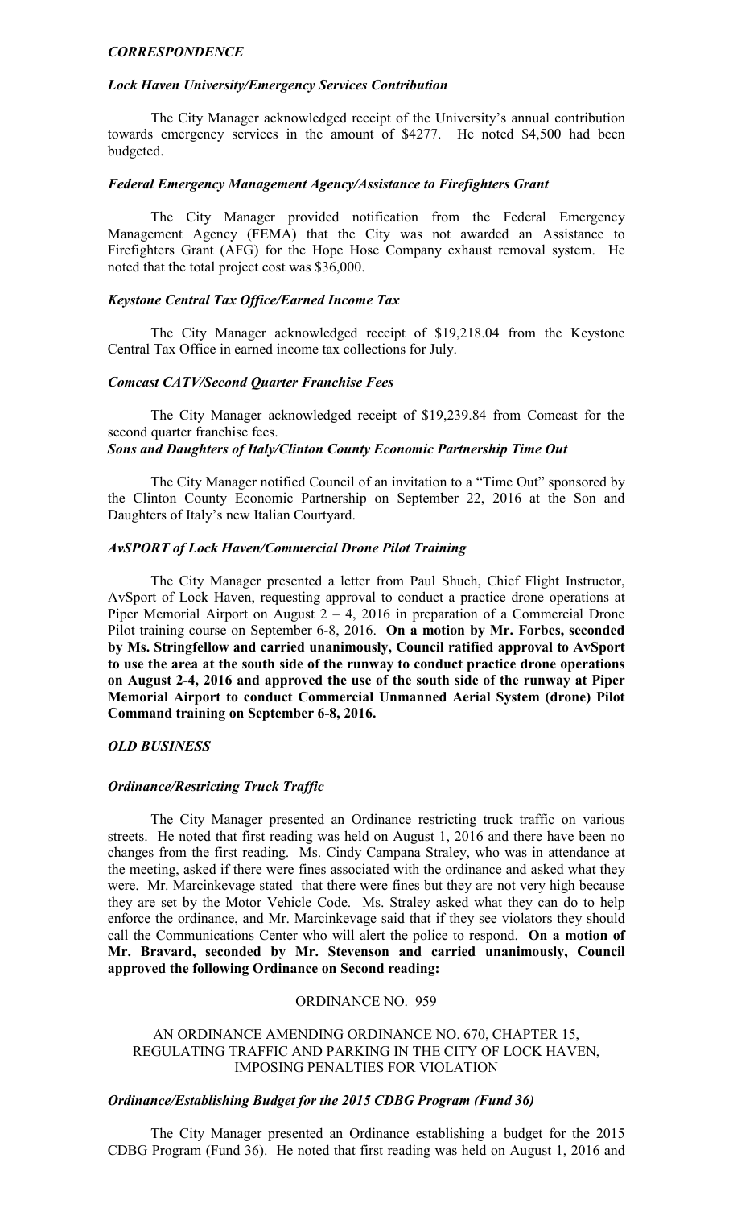### *CORRESPONDENCE*

#### *Lock Haven University/Emergency Services Contribution*

The City Manager acknowledged receipt of the University's annual contribution towards emergency services in the amount of $4277. He noted $4,500 had been budgeted.

#### *Federal Emergency Management Agency/Assistance to Firefighters Grant*

The City Manager provided notification from the Federal Emergency Management Agency (FEMA) that the City was not awarded an Assistance to Firefighters Grant (AFG) for the Hope Hose Company exhaust removal system. He noted that the total project cost was $36,000.

#### *Keystone Central Tax Office/Earned Income Tax*

The City Manager acknowledged receipt of $19,218.04 from the Keystone Central Tax Office in earned income tax collections for July.

#### *Comcast CATV/Second Quarter Franchise Fees*

The City Manager acknowledged receipt of $19,239.84 from Comcast for the second quarter franchise fees.

#### *Sons and Daughters of Italy/Clinton County Economic Partnership Time Out*

The City Manager notified Council of an invitation to a "Time Out" sponsored by the Clinton County Economic Partnership on September 22, 2016 at the Son and Daughters of Italy's new Italian Courtyard.

#### *AvSPORT of Lock Haven/Commercial Drone Pilot Training*

The City Manager presented a letter from Paul Shuch, Chief Flight Instructor, AvSport of Lock Haven, requesting approval to conduct a practice drone operations at Piper Memorial Airport on August 2 – 4, 2016 in preparation of a Commercial Drone Pilot training course on September 6-8, 2016. **On a motion by Mr. Forbes, seconded by Ms. Stringfellow and carried unanimously, Council ratified approval to AvSport to use the area at the south side of the runway to conduct practice drone operations on August 2-4, 2016 and approved the use of the south side of the runway at Piper Memorial Airport to conduct Commercial Unmanned Aerial System (drone) Pilot Command training on September 6-8, 2016.**

### *OLD BUSINESS*

#### *Ordinance/Restricting Truck Traffic*

The City Manager presented an Ordinance restricting truck traffic on various streets. He noted that first reading was held on August 1, 2016 and there have been no changes from the first reading. Ms. Cindy Campana Straley, who was in attendance at the meeting, asked if there were fines associated with the ordinance and asked what they were. Mr. Marcinkevage stated that there were fines but they are not very high because they are set by the Motor Vehicle Code. Ms. Straley asked what they can do to help enforce the ordinance, and Mr. Marcinkevage said that if they see violators they should call the Communications Center who will alert the police to respond. **On a motion of Mr. Bravard, seconded by Mr. Stevenson and carried unanimously, Council approved the following Ordinance on Second reading:**

ORDINANCE NO. 959

AN ORDINANCE AMENDING ORDINANCE NO. 670, CHAPTER 15, REGULATING TRAFFIC AND PARKING IN THE CITY OF LOCK HAVEN, IMPOSING PENALTIES FOR VIOLATION

#### *Ordinance/Establishing Budget for the 2015 CDBG Program (Fund 36)*

The City Manager presented an Ordinance establishing a budget for the 2015 CDBG Program (Fund 36). He noted that first reading was held on August 1, 2016 and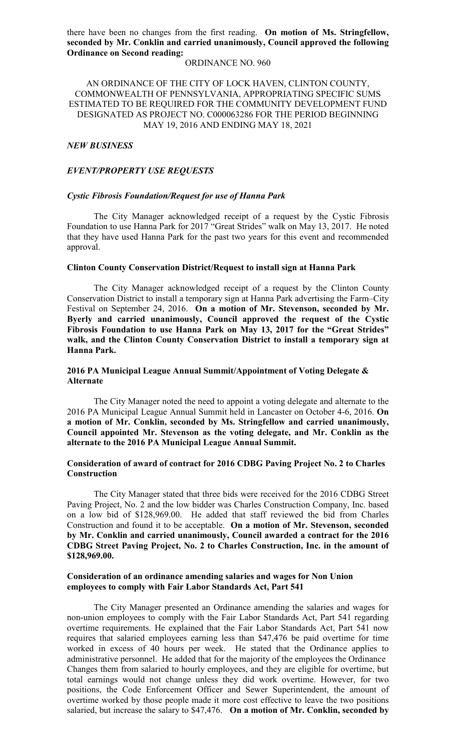there have been no changes from the first reading. **On motion of Ms. Stringfellow, seconded by Mr. Conklin and carried unanimously, Council approved the following Ordinance on Second reading:**

ORDINANCE NO. 960

AN ORDINANCE OF THE CITY OF LOCK HAVEN, CLINTON COUNTY, COMMONWEALTH OF PENNSYLVANIA, APPROPRIATING SPECIFIC SUMS ESTIMATED TO BE REQUIRED FOR THE COMMUNITY DEVELOPMENT FUND DESIGNATED AS PROJECT NO. C000063286 FOR THE PERIOD BEGINNING MAY 19, 2016 AND ENDING MAY 18, 2021

***NEW BUSINESS***

***EVENT/PROPERTY USE REQUESTS***

***Cystic Fibrosis Foundation/Request for use of Hanna Park***

The City Manager acknowledged receipt of a request by the Cystic Fibrosis Foundation to use Hanna Park for 2017 "Great Strides" walk on May 13, 2017. He noted that they have used Hanna Park for the past two years for this event and recommended approval.

**Clinton County Conservation District/Request to install sign at Hanna Park**

The City Manager acknowledged receipt of a request by the Clinton County Conservation District to install a temporary sign at Hanna Park advertising the Farm–City Festival on September 24, 2016. **On a motion of Mr. Stevenson, seconded by Mr. Byerly and carried unanimously, Council approved the request of the Cystic Fibrosis Foundation to use Hanna Park on May 13, 2017 for the "Great Strides" walk, and the Clinton County Conservation District to install a temporary sign at Hanna Park.**

**2016 PA Municipal League Annual Summit/Appointment of Voting Delegate & Alternate**

The City Manager noted the need to appoint a voting delegate and alternate to the 2016 PA Municipal League Annual Summit held in Lancaster on October 4-6, 2016. **On a motion of Mr. Conklin, seconded by Ms. Stringfellow and carried unanimously, Council appointed Mr. Stevenson as the voting delegate, and Mr. Conklin as the alternate to the 2016 PA Municipal League Annual Summit.**

**Consideration of award of contract for 2016 CDBG Paving Project No. 2 to Charles Construction**

The City Manager stated that three bids were received for the 2016 CDBG Street Paving Project, No. 2 and the low bidder was Charles Construction Company, Inc. based on a low bid of $128,969.00. He added that staff reviewed the bid from Charles Construction and found it to be acceptable. **On a motion of Mr. Stevenson, seconded by Mr. Conklin and carried unanimously, Council awarded a contract for the 2016 CDBG Street Paving Project, No. 2 to Charles Construction, Inc. in the amount of $128,969.00.**

**Consideration of an ordinance amending salaries and wages for Non Union employees to comply with Fair Labor Standards Act, Part 541**

The City Manager presented an Ordinance amending the salaries and wages for non-union employees to comply with the Fair Labor Standards Act, Part 541 regarding overtime requirements. He explained that the Fair Labor Standards Act, Part 541 now requires that salaried employees earning less than $47,476 be paid overtime for time worked in excess of 40 hours per week. He stated that the Ordinance applies to administrative personnel. He added that for the majority of the employees the Ordinance Changes them from salaried to hourly employees, and they are eligible for overtime, but total earnings would not change unless they did work overtime. However, for two positions, the Code Enforcement Officer and Sewer Superintendent, the amount of overtime worked by those people made it more cost effective to leave the two positions salaried, but increase the salary to $47,476. **On a motion of Mr. Conklin, seconded by**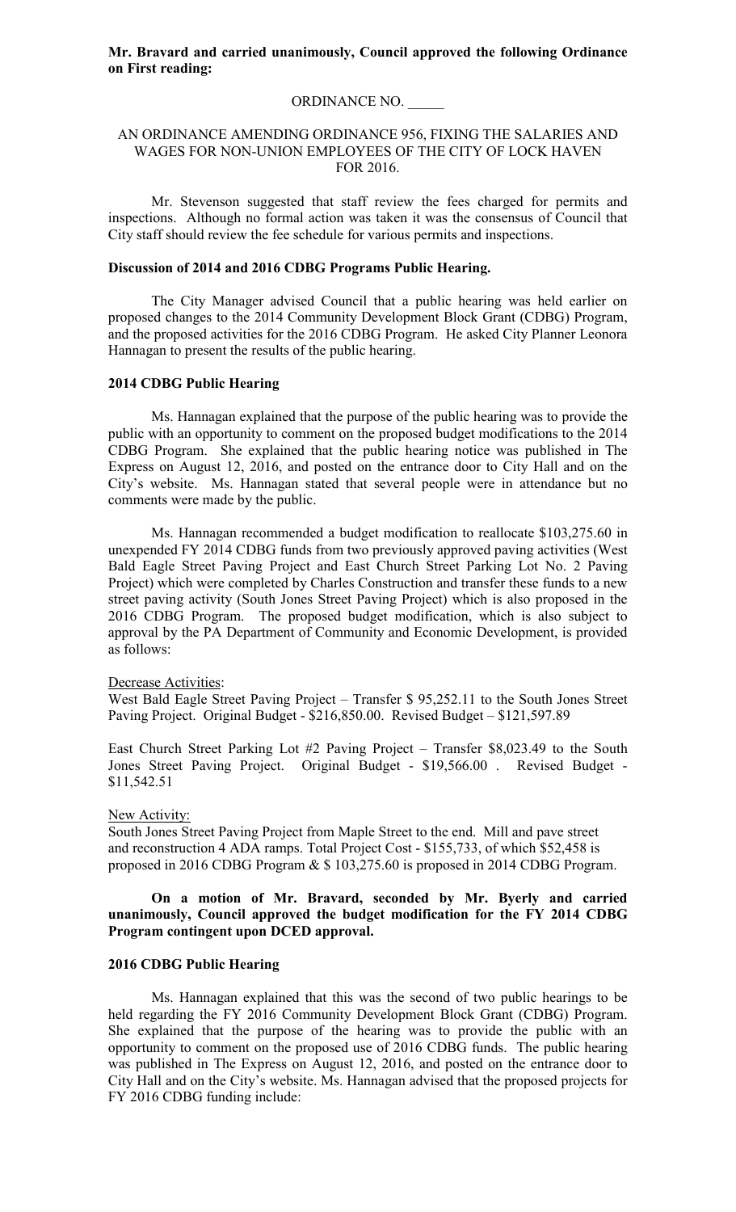**Mr. Bravard and carried unanimously, Council approved the following Ordinance on First reading:**

ORDINANCE NO. _____

AN ORDINANCE AMENDING ORDINANCE 956, FIXING THE SALARIES AND WAGES FOR NON-UNION EMPLOYEES OF THE CITY OF LOCK HAVEN FOR 2016.

Mr. Stevenson suggested that staff review the fees charged for permits and inspections. Although no formal action was taken it was the consensus of Council that City staff should review the fee schedule for various permits and inspections.

**Discussion of 2014 and 2016 CDBG Programs Public Hearing.**

The City Manager advised Council that a public hearing was held earlier on proposed changes to the 2014 Community Development Block Grant (CDBG) Program, and the proposed activities for the 2016 CDBG Program. He asked City Planner Leonora Hannagan to present the results of the public hearing.

**2014 CDBG Public Hearing**

Ms. Hannagan explained that the purpose of the public hearing was to provide the public with an opportunity to comment on the proposed budget modifications to the 2014 CDBG Program. She explained that the public hearing notice was published in The Express on August 12, 2016, and posted on the entrance door to City Hall and on the City's website. Ms. Hannagan stated that several people were in attendance but no comments were made by the public.

Ms. Hannagan recommended a budget modification to reallocate $103,275.60 in unexpended FY 2014 CDBG funds from two previously approved paving activities (West Bald Eagle Street Paving Project and East Church Street Parking Lot No. 2 Paving Project) which were completed by Charles Construction and transfer these funds to a new street paving activity (South Jones Street Paving Project) which is also proposed in the 2016 CDBG Program. The proposed budget modification, which is also subject to approval by the PA Department of Community and Economic Development, is provided as follows:

Decrease Activities:

West Bald Eagle Street Paving Project – Transfer $ 95,252.11 to the South Jones Street Paving Project. Original Budget - $216,850.00. Revised Budget – $121,597.89

East Church Street Parking Lot #2 Paving Project – Transfer $8,023.49 to the South Jones Street Paving Project. Original Budget - $19,566.00 . Revised Budget - $11,542.51

New Activity:

South Jones Street Paving Project from Maple Street to the end. Mill and pave street and reconstruction 4 ADA ramps. Total Project Cost - $155,733, of which $52,458 is proposed in 2016 CDBG Program & $ 103,275.60 is proposed in 2014 CDBG Program.

**On a motion of Mr. Bravard, seconded by Mr. Byerly and carried unanimously, Council approved the budget modification for the FY 2014 CDBG Program contingent upon DCED approval.**

**2016 CDBG Public Hearing**

Ms. Hannagan explained that this was the second of two public hearings to be held regarding the FY 2016 Community Development Block Grant (CDBG) Program. She explained that the purpose of the hearing was to provide the public with an opportunity to comment on the proposed use of 2016 CDBG funds. The public hearing was published in The Express on August 12, 2016, and posted on the entrance door to City Hall and on the City's website. Ms. Hannagan advised that the proposed projects for FY 2016 CDBG funding include: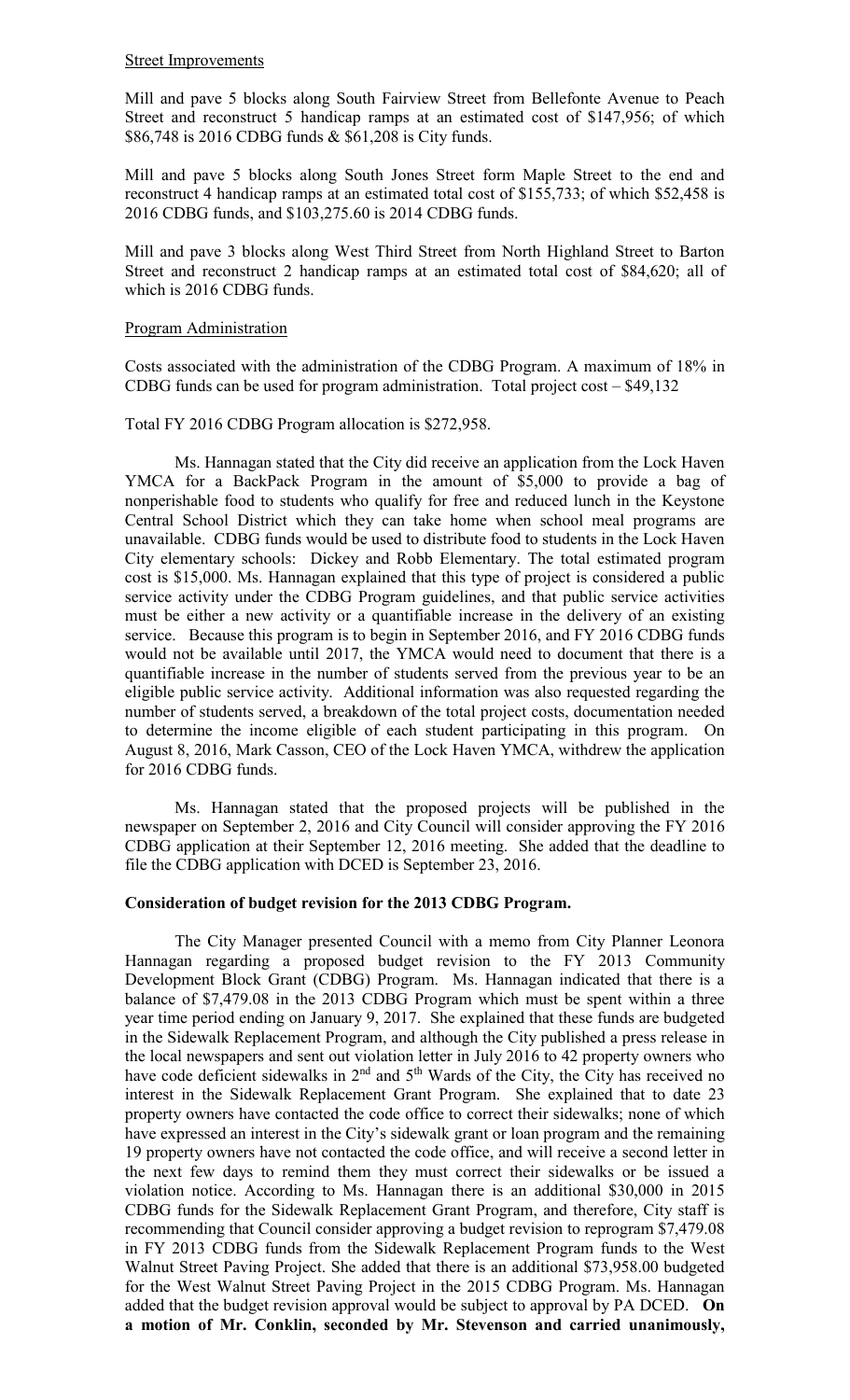Street Improvements

Mill and pave 5 blocks along South Fairview Street from Bellefonte Avenue to Peach Street and reconstruct 5 handicap ramps at an estimated cost of $147,956; of which $86,748 is 2016 CDBG funds & $61,208 is City funds.

Mill and pave 5 blocks along South Jones Street form Maple Street to the end and reconstruct 4 handicap ramps at an estimated total cost of $155,733; of which $52,458 is 2016 CDBG funds, and $103,275.60 is 2014 CDBG funds.

Mill and pave 3 blocks along West Third Street from North Highland Street to Barton Street and reconstruct 2 handicap ramps at an estimated total cost of $84,620; all of which is 2016 CDBG funds.

Program Administration

Costs associated with the administration of the CDBG Program. A maximum of 18% in CDBG funds can be used for program administration. Total project cost – $49,132

Total FY 2016 CDBG Program allocation is $272,958.

Ms. Hannagan stated that the City did receive an application from the Lock Haven YMCA for a BackPack Program in the amount of $5,000 to provide a bag of nonperishable food to students who qualify for free and reduced lunch in the Keystone Central School District which they can take home when school meal programs are unavailable. CDBG funds would be used to distribute food to students in the Lock Haven City elementary schools: Dickey and Robb Elementary. The total estimated program cost is $15,000. Ms. Hannagan explained that this type of project is considered a public service activity under the CDBG Program guidelines, and that public service activities must be either a new activity or a quantifiable increase in the delivery of an existing service. Because this program is to begin in September 2016, and FY 2016 CDBG funds would not be available until 2017, the YMCA would need to document that there is a quantifiable increase in the number of students served from the previous year to be an eligible public service activity. Additional information was also requested regarding the number of students served, a breakdown of the total project costs, documentation needed to determine the income eligible of each student participating in this program. On August 8, 2016, Mark Casson, CEO of the Lock Haven YMCA, withdrew the application for 2016 CDBG funds.

Ms. Hannagan stated that the proposed projects will be published in the newspaper on September 2, 2016 and City Council will consider approving the FY 2016 CDBG application at their September 12, 2016 meeting. She added that the deadline to file the CDBG application with DCED is September 23, 2016.

**Consideration of budget revision for the 2013 CDBG Program.**

The City Manager presented Council with a memo from City Planner Leonora Hannagan regarding a proposed budget revision to the FY 2013 Community Development Block Grant (CDBG) Program. Ms. Hannagan indicated that there is a balance of $7,479.08 in the 2013 CDBG Program which must be spent within a three year time period ending on January 9, 2017. She explained that these funds are budgeted in the Sidewalk Replacement Program, and although the City published a press release in the local newspapers and sent out violation letter in July 2016 to 42 property owners who have code deficient sidewalks in 2nd and 5th Wards of the City, the City has received no interest in the Sidewalk Replacement Grant Program. She explained that to date 23 property owners have contacted the code office to correct their sidewalks; none of which have expressed an interest in the City's sidewalk grant or loan program and the remaining 19 property owners have not contacted the code office, and will receive a second letter in the next few days to remind them they must correct their sidewalks or be issued a violation notice. According to Ms. Hannagan there is an additional $30,000 in 2015 CDBG funds for the Sidewalk Replacement Grant Program, and therefore, City staff is recommending that Council consider approving a budget revision to reprogram $7,479.08 in FY 2013 CDBG funds from the Sidewalk Replacement Program funds to the West Walnut Street Paving Project. She added that there is an additional $73,958.00 budgeted for the West Walnut Street Paving Project in the 2015 CDBG Program. Ms. Hannagan added that the budget revision approval would be subject to approval by PA DCED. **On a motion of Mr. Conklin, seconded by Mr. Stevenson and carried unanimously,**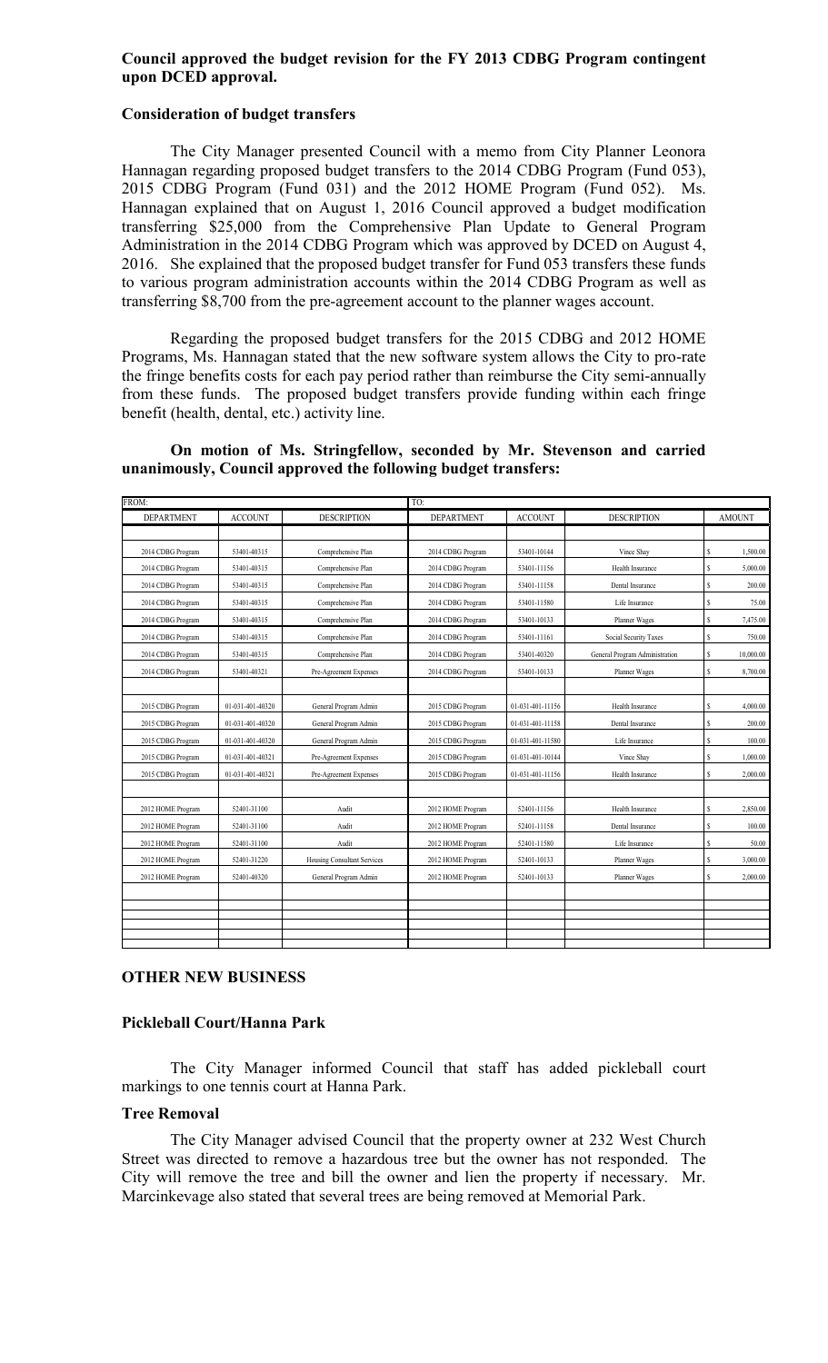**Council approved the budget revision for the FY 2013 CDBG Program contingent upon DCED approval.**

**Consideration of budget transfers**

The City Manager presented Council with a memo from City Planner Leonora Hannagan regarding proposed budget transfers to the 2014 CDBG Program (Fund 053), 2015 CDBG Program (Fund 031) and the 2012 HOME Program (Fund 052). Ms. Hannagan explained that on August 1, 2016 Council approved a budget modification transferring $25,000 from the Comprehensive Plan Update to General Program Administration in the 2014 CDBG Program which was approved by DCED on August 4, 2016. She explained that the proposed budget transfer for Fund 053 transfers these funds to various program administration accounts within the 2014 CDBG Program as well as transferring $8,700 from the pre-agreement account to the planner wages account.

Regarding the proposed budget transfers for the 2015 CDBG and 2012 HOME Programs, Ms. Hannagan stated that the new software system allows the City to pro-rate the fringe benefits costs for each pay period rather than reimburse the City semi-annually from these funds. The proposed budget transfers provide funding within each fringe benefit (health, dental, etc.) activity line.

**On motion of Ms. Stringfellow, seconded by Mr. Stevenson and carried unanimously, Council approved the following budget transfers:**

| FROM: | | | TO: | | | |
|---|---|---|---|---|---|---|
| DEPARTMENT | ACCOUNT | DESCRIPTION | DEPARTMENT | ACCOUNT | DESCRIPTION | AMOUNT |
| 2014 CDBG Program | 53401-40315 | Comprehensive Plan | 2014 CDBG Program | 53401-10144 | Vince Shay | $ 1,500.00 |
| 2014 CDBG Program | 53401-40315 | Comprehensive Plan | 2014 CDBG Program | 53401-11156 | Health Insurance | $ 5,000.00 |
| 2014 CDBG Program | 53401-40315 | Comprehensive Plan | 2014 CDBG Program | 53401-11158 | Dental Insurance | $ 200.00 |
| 2014 CDBG Program | 53401-40315 | Comprehensive Plan | 2014 CDBG Program | 53401-11580 | Life Insurance | $ 75.00 |
| 2014 CDBG Program | 53401-40315 | Comprehensive Plan | 2014 CDBG Program | 53401-10133 | Planner Wages | $ 7,475.00 |
| 2014 CDBG Program | 53401-40315 | Comprehensive Plan | 2014 CDBG Program | 53401-11161 | Social Security Taxes | $ 750.00 |
| 2014 CDBG Program | 53401-40315 | Comprehensive Plan | 2014 CDBG Program | 53401-40320 | General Program Administration | $ 10,000.00 |
| 2014 CDBG Program | 53401-40321 | Pre-Agreement Expenses | 2014 CDBG Program | 53401-10133 | Planner Wages | $ 8,700.00 |
| 2015 CDBG Program | 01-031-401-40320 | General Program Admin | 2015 CDBG Program | 01-031-401-11156 | Health Insurance | $ 4,000.00 |
| 2015 CDBG Program | 01-031-401-40320 | General Program Admin | 2015 CDBG Program | 01-031-401-11158 | Dental Insurance | $ 200.00 |
| 2015 CDBG Program | 01-031-401-40320 | General Program Admin | 2015 CDBG Program | 01-031-401-11580 | Life Insurance | $ 100.00 |
| 2015 CDBG Program | 01-031-401-40321 | Pre-Agreement Expenses | 2015 CDBG Program | 01-031-401-10144 | Vince Shay | $ 1,000.00 |
| 2015 CDBG Program | 01-031-401-40321 | Pre-Agreement Expenses | 2015 CDBG Program | 01-031-401-11156 | Health Insurance | $ 2,000.00 |
| 2012 HOME Program | 52401-31100 | Audit | 2012 HOME Program | 52401-11156 | Health Insurance | $ 2,850.00 |
| 2012 HOME Program | 52401-31100 | Audit | 2012 HOME Program | 52401-11158 | Dental Insurance | $ 100.00 |
| 2012 HOME Program | 52401-31100 | Audit | 2012 HOME Program | 52401-11580 | Life Insurance | $ 50.00 |
| 2012 HOME Program | 52401-31220 | Housing Consultant Services | 2012 HOME Program | 52401-10133 | Planner Wages | $ 3,000.00 |
| 2012 HOME Program | 52401-40320 | General Program Admin | 2012 HOME Program | 52401-10133 | Planner Wages | $ 2,000.00 |

## OTHER NEW BUSINESS

### Pickleball Court/Hanna Park

The City Manager informed Council that staff has added pickleball court markings to one tennis court at Hanna Park.

### Tree Removal

The City Manager advised Council that the property owner at 232 West Church Street was directed to remove a hazardous tree but the owner has not responded. The City will remove the tree and bill the owner and lien the property if necessary. Mr. Marcinkevage also stated that several trees are being removed at Memorial Park.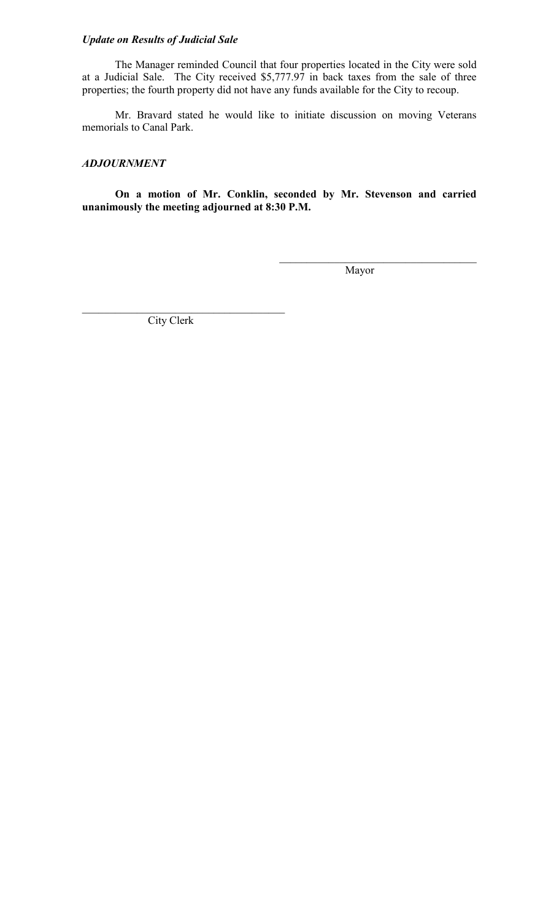### *Update on Results of Judicial Sale*

The Manager reminded Council that four properties located in the City were sold at a Judicial Sale. The City received $5,777.97 in back taxes from the sale of three properties; the fourth property did not have any funds available for the City to recoup.

Mr. Bravard stated he would like to initiate discussion on moving Veterans memorials to Canal Park.

### *ADJOURNMENT*

**On a motion of Mr. Conklin, seconded by Mr. Stevenson and carried unanimously the meeting adjourned at 8:30 P.M.**

\_\_\_\_\_\_\_\_\_\_\_\_\_\_\_\_\_\_\_\_\_\_\_\_\_\_\_\_\_\_\_\_\_\_\_\_
Mayor

\_\_\_\_\_\_\_\_\_\_\_\_\_\_\_\_\_\_\_\_\_\_\_\_\_\_\_\_\_\_\_\_\_\_\_\_
City Clerk